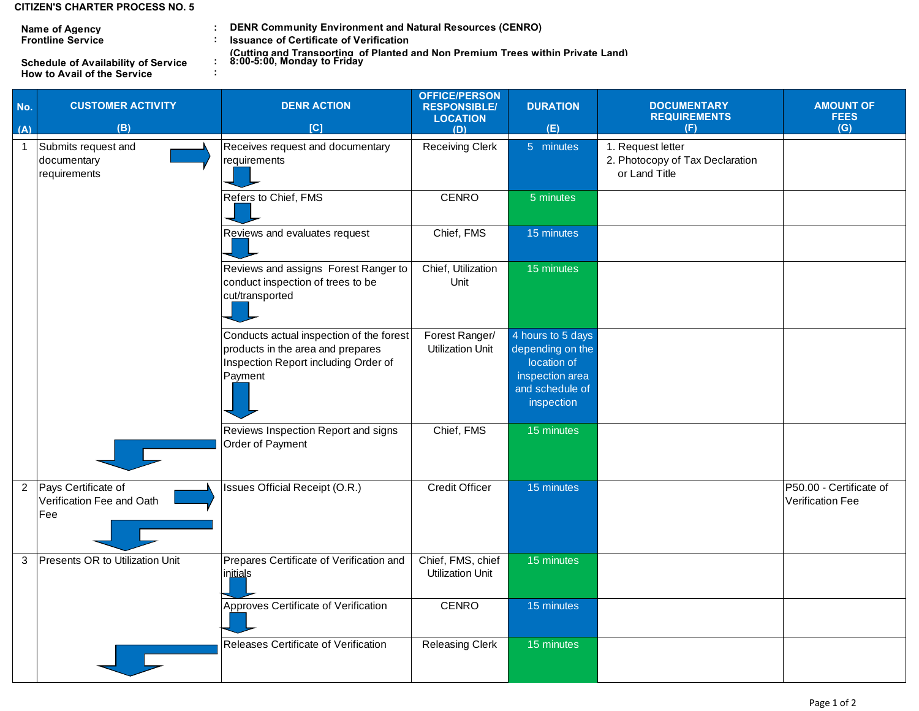**CITIZEN'S CHARTER PROCESS NO. 5**

| | | |
|---|---|---|
| **Name of Agency** | : | **DENR Community Environment and Natural Resources (CENRO)** |
| **Frontline Service** | : | **Issuance of Certificate of Verification (Cutting and Transporting of Planted and Non Premium Trees within Private Land)** |
| **Schedule of Availability of Service** | : | **8:00-5:00, Monday to Friday** |
| **How to Avail of the Service** | : | |

| No. (A) | CUSTOMER ACTIVITY (B) | DENR ACTION [C] | OFFICE/PERSON RESPONSIBLE/ LOCATION (D) | DURATION (E) | DOCUMENTARY REQUIREMENTS (F) | AMOUNT OF FEES (G) |
|---|---|---|---|---|---|---|
| 1 | Submits request and documentary requirements | Receives request and documentary requirements | Receiving Clerk | 5 minutes | 1. Request letter<br>2. Photocopy of Tax Declaration or Land Title | |
| | | Refers to Chief, FMS | CENRO | 5 minutes | | |
| | | Reviews and evaluates request | Chief, FMS | 15 minutes | | |
| | | Reviews and assigns Forest Ranger to conduct inspection of trees to be cut/transported | Chief, Utilization Unit | 15 minutes | | |
| | | Conducts actual inspection of the forest products in the area and prepares Inspection Report including Order of Payment | Forest Ranger/ Utilization Unit | 4 hours to 5 days depending on the location of inspection area and schedule of inspection | | |
| | | Reviews Inspection Report and signs Order of Payment | Chief, FMS | 15 minutes | | |
| 2 | Pays Certificate of Verification Fee and Oath Fee | Issues Official Receipt (O.R.) | Credit Officer | 15 minutes | | P50.00 - Certificate of Verification Fee |
| 3 | Presents OR to Utilization Unit | Prepares Certificate of Verification and initials | Chief, FMS, chief Utilization Unit | 15 minutes | | |
| | | Approves Certificate of Verification | CENRO | 15 minutes | | |
| | | Releases Certificate of Verification | Releasing Clerk | 15 minutes | | |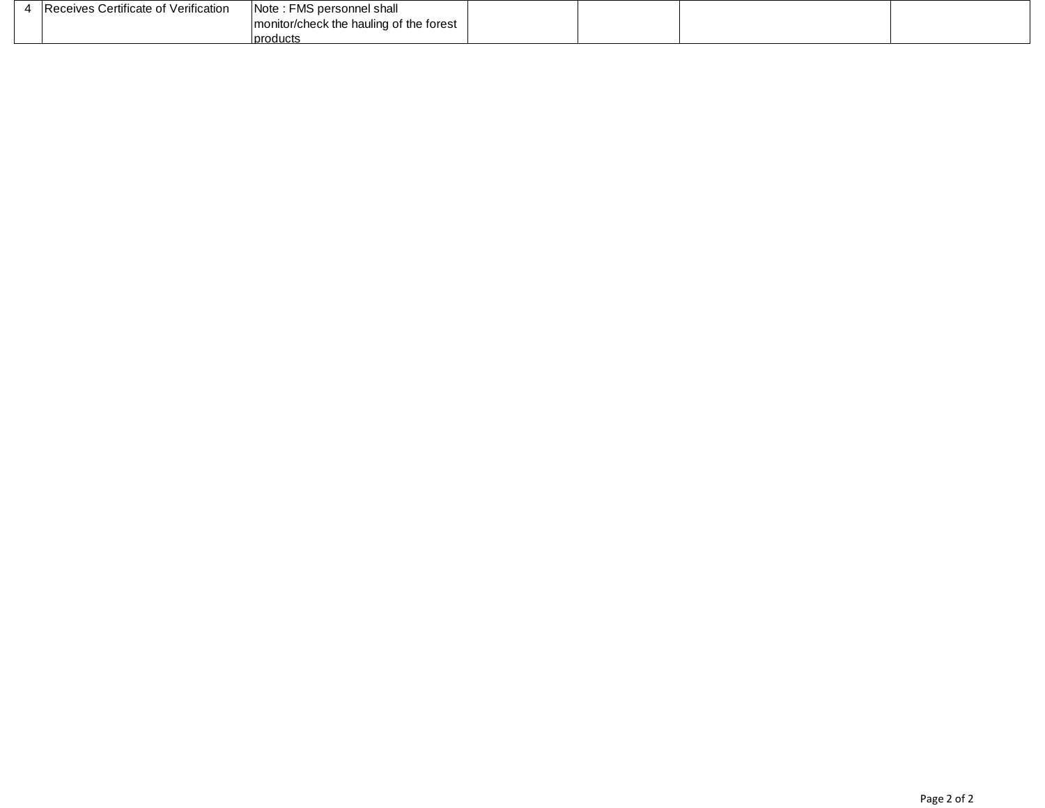| | | | | | | |
|---|---|---|---|---|---|---|
| 4 | Receives Certificate of Verification | Note : FMS personnel shall monitor/check the hauling of the forest products | | | | |